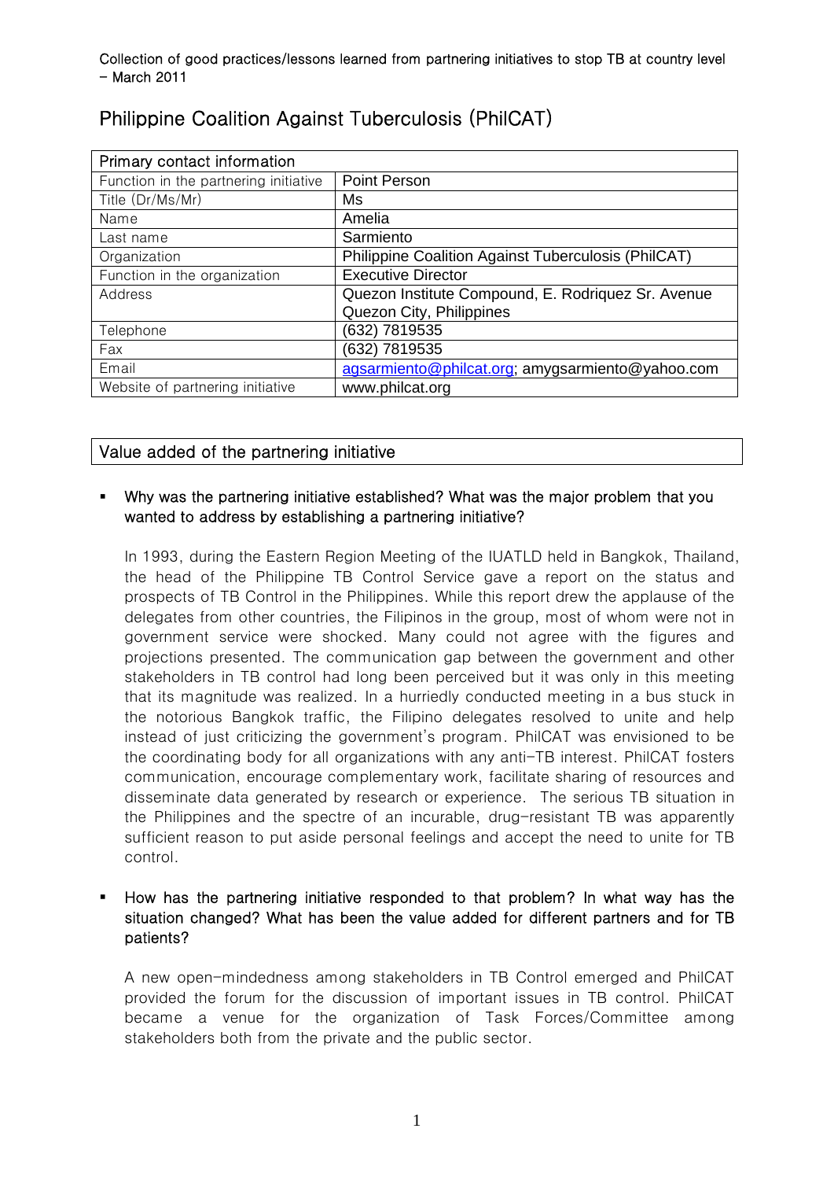Collection of good practices/lessons learned from partnering initiatives to stop TB at country level – March 2011

# Philippine Coalition Against Tuberculosis (PhilCAT)

| Primary contact information | |
|---|---|
| Function in the partnering initiative | Point Person |
| Title (Dr/Ms/Mr) | Ms |
| Name | Amelia |
| Last name | Sarmiento |
| Organization | Philippine Coalition Against Tuberculosis (PhilCAT) |
| Function in the organization | Executive Director |
| Address | Quezon Institute Compound, E. Rodriquez Sr. Avenue Quezon City, Philippines |
| Telephone | (632) 7819535 |
| Fax | (632) 7819535 |
| Email | agsarmiento@philcat.org; amygsarmiento@yahoo.com |
| Website of partnering initiative | www.philcat.org |

## Value added of the partnering initiative

- **Why was the partnering initiative established? What was the major problem that you wanted to address by establishing a partnering initiative?**

  In 1993, during the Eastern Region Meeting of the IUATLD held in Bangkok, Thailand, the head of the Philippine TB Control Service gave a report on the status and prospects of TB Control in the Philippines. While this report drew the applause of the delegates from other countries, the Filipinos in the group, most of whom were not in government service were shocked. Many could not agree with the figures and projections presented. The communication gap between the government and other stakeholders in TB control had long been perceived but it was only in this meeting that its magnitude was realized. In a hurriedly conducted meeting in a bus stuck in the notorious Bangkok traffic, the Filipino delegates resolved to unite and help instead of just criticizing the government's program. PhilCAT was envisioned to be the coordinating body for all organizations with any anti-TB interest. PhilCAT fosters communication, encourage complementary work, facilitate sharing of resources and disseminate data generated by research or experience. The serious TB situation in the Philippines and the spectre of an incurable, drug-resistant TB was apparently sufficient reason to put aside personal feelings and accept the need to unite for TB control.

- **How has the partnering initiative responded to that problem? In what way has the situation changed? What has been the value added for different partners and for TB patients?**

  A new open-mindedness among stakeholders in TB Control emerged and PhilCAT provided the forum for the discussion of important issues in TB control. PhilCAT became a venue for the organization of Task Forces/Committee among stakeholders both from the private and the public sector.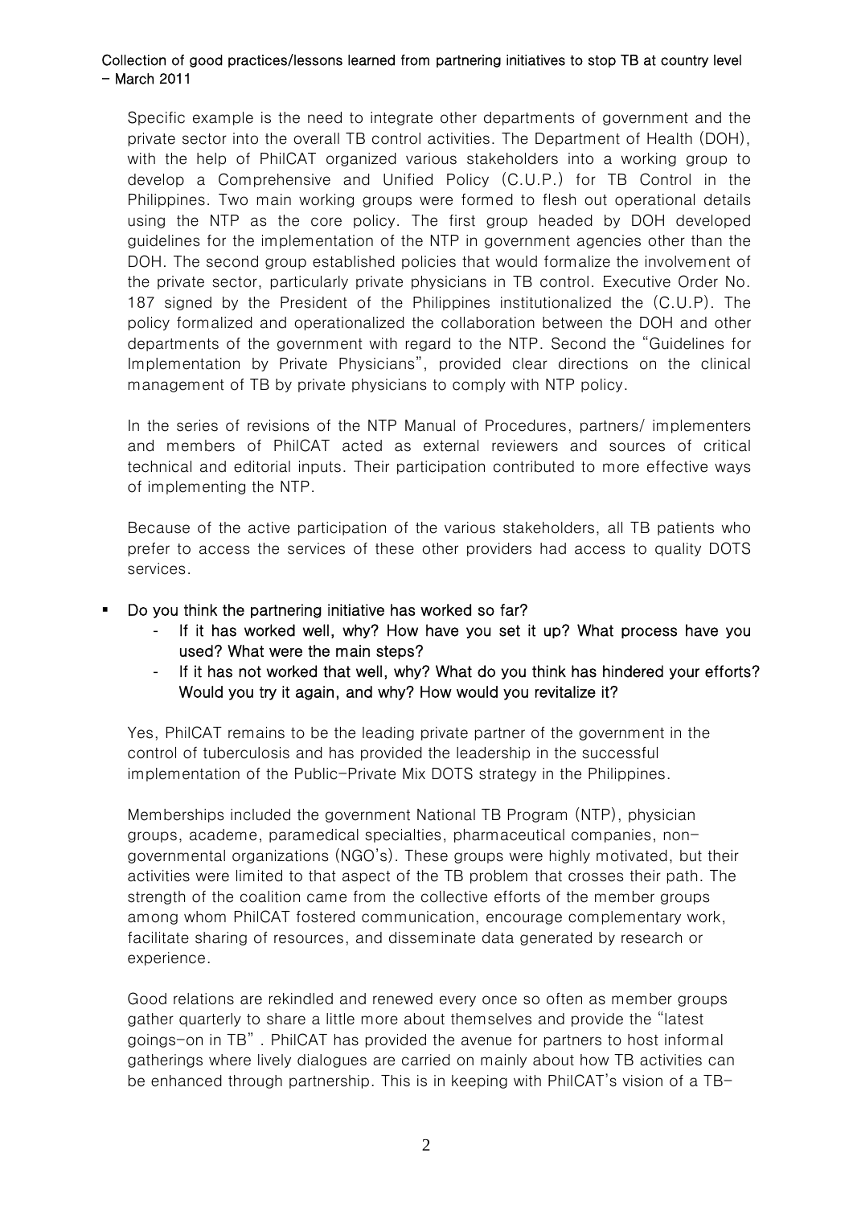Specific example is the need to integrate other departments of government and the private sector into the overall TB control activities. The Department of Health (DOH), with the help of PhilCAT organized various stakeholders into a working group to develop a Comprehensive and Unified Policy (C.U.P.) for TB Control in the Philippines. Two main working groups were formed to flesh out operational details using the NTP as the core policy. The first group headed by DOH developed guidelines for the implementation of the NTP in government agencies other than the DOH. The second group established policies that would formalize the involvement of the private sector, particularly private physicians in TB control. Executive Order No. 187 signed by the President of the Philippines institutionalized the (C.U.P). The policy formalized and operationalized the collaboration between the DOH and other departments of the government with regard to the NTP. Second the "Guidelines for Implementation by Private Physicians", provided clear directions on the clinical management of TB by private physicians to comply with NTP policy.

In the series of revisions of the NTP Manual of Procedures, partners/ implementers and members of PhilCAT acted as external reviewers and sources of critical technical and editorial inputs. Their participation contributed to more effective ways of implementing the NTP.

Because of the active participation of the various stakeholders, all TB patients who prefer to access the services of these other providers had access to quality DOTS services.

- **Do you think the partnering initiative has worked so far?**
  - **If it has worked well, why? How have you set it up? What process have you used? What were the main steps?**
  - **If it has not worked that well, why? What do you think has hindered your efforts? Would you try it again, and why? How would you revitalize it?**

Yes, PhilCAT remains to be the leading private partner of the government in the control of tuberculosis and has provided the leadership in the successful implementation of the Public-Private Mix DOTS strategy in the Philippines.

Memberships included the government National TB Program (NTP), physician groups, academe, paramedical specialties, pharmaceutical companies, non-governmental organizations (NGO's). These groups were highly motivated, but their activities were limited to that aspect of the TB problem that crosses their path. The strength of the coalition came from the collective efforts of the member groups among whom PhilCAT fostered communication, encourage complementary work, facilitate sharing of resources, and disseminate data generated by research or experience.

Good relations are rekindled and renewed every once so often as member groups gather quarterly to share a little more about themselves and provide the "latest goings-on in TB" . PhilCAT has provided the avenue for partners to host informal gatherings where lively dialogues are carried on mainly about how TB activities can be enhanced through partnership. This is in keeping with PhilCAT's vision of a TB-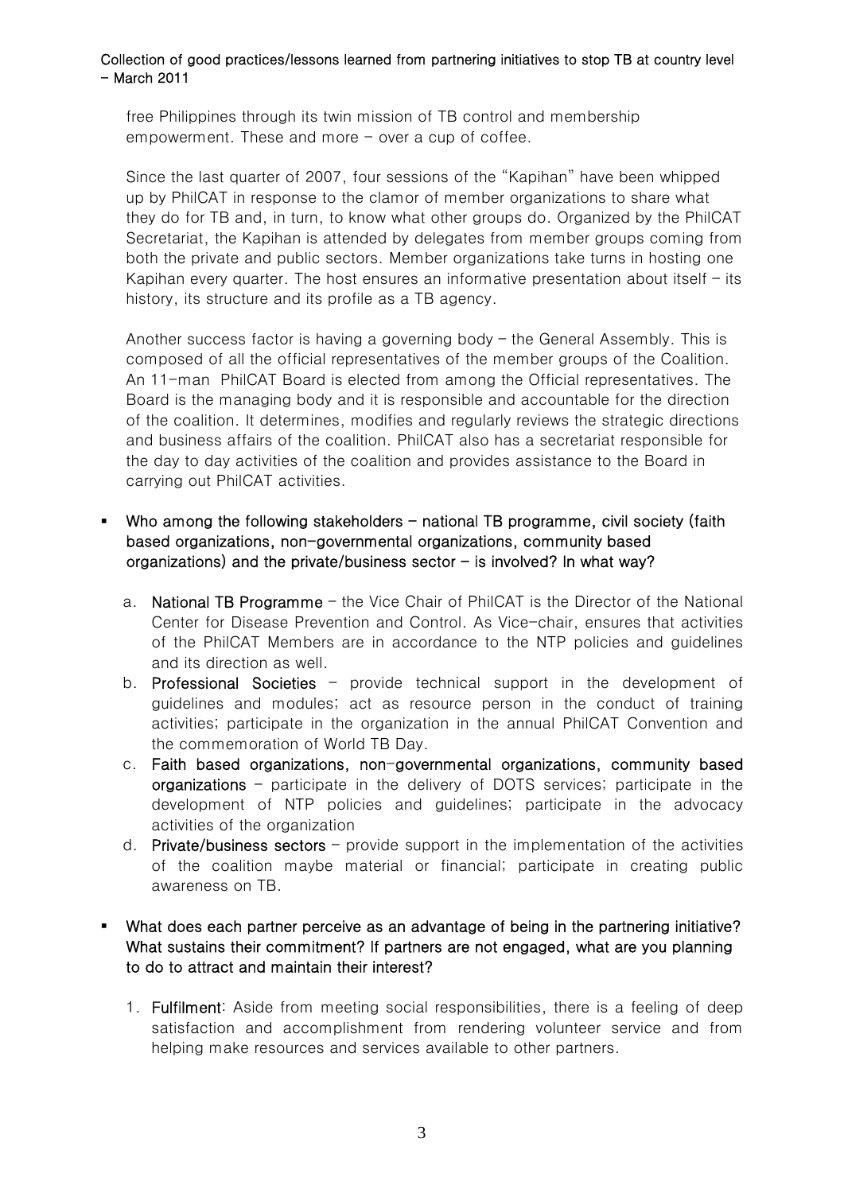free Philippines through its twin mission of TB control and membership empowerment. These and more – over a cup of coffee.

Since the last quarter of 2007, four sessions of the "Kapihan" have been whipped up by PhilCAT in response to the clamor of member organizations to share what they do for TB and, in turn, to know what other groups do. Organized by the PhilCAT Secretariat, the Kapihan is attended by delegates from member groups coming from both the private and public sectors. Member organizations take turns in hosting one Kapihan every quarter. The host ensures an informative presentation about itself – its history, its structure and its profile as a TB agency.

Another success factor is having a governing body – the General Assembly. This is composed of all the official representatives of the member groups of the Coalition. An 11-man PhilCAT Board is elected from among the Official representatives. The Board is the managing body and it is responsible and accountable for the direction of the coalition. It determines, modifies and regularly reviews the strategic directions and business affairs of the coalition. PhilCAT also has a secretariat responsible for the day to day activities of the coalition and provides assistance to the Board in carrying out PhilCAT activities.

- **Who among the following stakeholders – national TB programme, civil society (faith based organizations, non-governmental organizations, community based organizations) and the private/business sector – is involved? In what way?**

  a. **National TB Programme** – the Vice Chair of PhilCAT is the Director of the National Center for Disease Prevention and Control. As Vice-chair, ensures that activities of the PhilCAT Members are in accordance to the NTP policies and guidelines and its direction as well.
  b. **Professional Societies** – provide technical support in the development of guidelines and modules; act as resource person in the conduct of training activities; participate in the organization in the annual PhilCAT Convention and the commemoration of World TB Day.
  c. **Faith based organizations, non-governmental organizations, community based organizations** – participate in the delivery of DOTS services; participate in the development of NTP policies and guidelines; participate in the advocacy activities of the organization
  d. **Private/business sectors** – provide support in the implementation of the activities of the coalition maybe material or financial; participate in creating public awareness on TB.

- **What does each partner perceive as an advantage of being in the partnering initiative? What sustains their commitment? If partners are not engaged, what are you planning to do to attract and maintain their interest?**

  1. **Fulfilment**: Aside from meeting social responsibilities, there is a feeling of deep satisfaction and accomplishment from rendering volunteer service and from helping make resources and services available to other partners.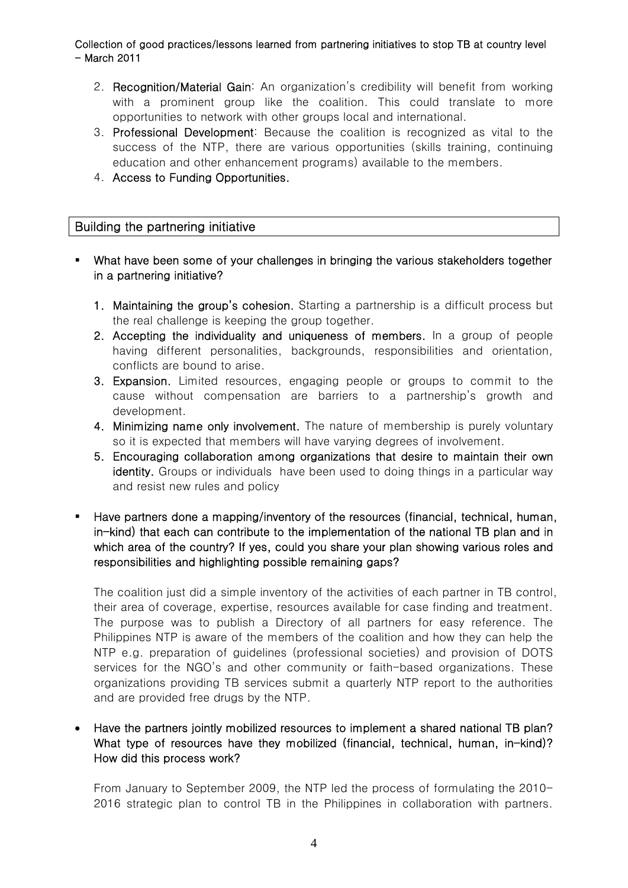2. **Recognition/Material Gain**: An organization's credibility will benefit from working with a prominent group like the coalition. This could translate to more opportunities to network with other groups local and international.
3. **Professional Development**: Because the coalition is recognized as vital to the success of the NTP, there are various opportunities (skills training, continuing education and other enhancement programs) available to the members.
4. **Access to Funding Opportunities.**

## Building the partnering initiative

- **What have been some of your challenges in bringing the various stakeholders together in a partnering initiative?**

  1. **Maintaining the group's cohesion.** Starting a partnership is a difficult process but the real challenge is keeping the group together.
  2. **Accepting the individuality and uniqueness of members.** In a group of people having different personalities, backgrounds, responsibilities and orientation, conflicts are bound to arise.
  3. **Expansion.** Limited resources, engaging people or groups to commit to the cause without compensation are barriers to a partnership's growth and development.
  4. **Minimizing name only involvement.** The nature of membership is purely voluntary so it is expected that members will have varying degrees of involvement.
  5. **Encouraging collaboration among organizations that desire to maintain their own identity.** Groups or individuals have been used to doing things in a particular way and resist new rules and policy

- **Have partners done a mapping/inventory of the resources (financial, technical, human, in-kind) that each can contribute to the implementation of the national TB plan and in which area of the country? If yes, could you share your plan showing various roles and responsibilities and highlighting possible remaining gaps?**

  The coalition just did a simple inventory of the activities of each partner in TB control, their area of coverage, expertise, resources available for case finding and treatment. The purpose was to publish a Directory of all partners for easy reference. The Philippines NTP is aware of the members of the coalition and how they can help the NTP e.g. preparation of guidelines (professional societies) and provision of DOTS services for the NGO's and other community or faith-based organizations. These organizations providing TB services submit a quarterly NTP report to the authorities and are provided free drugs by the NTP.

- **Have the partners jointly mobilized resources to implement a shared national TB plan? What type of resources have they mobilized (financial, technical, human, in-kind)? How did this process work?**

  From January to September 2009, the NTP led the process of formulating the 2010-2016 strategic plan to control TB in the Philippines in collaboration with partners.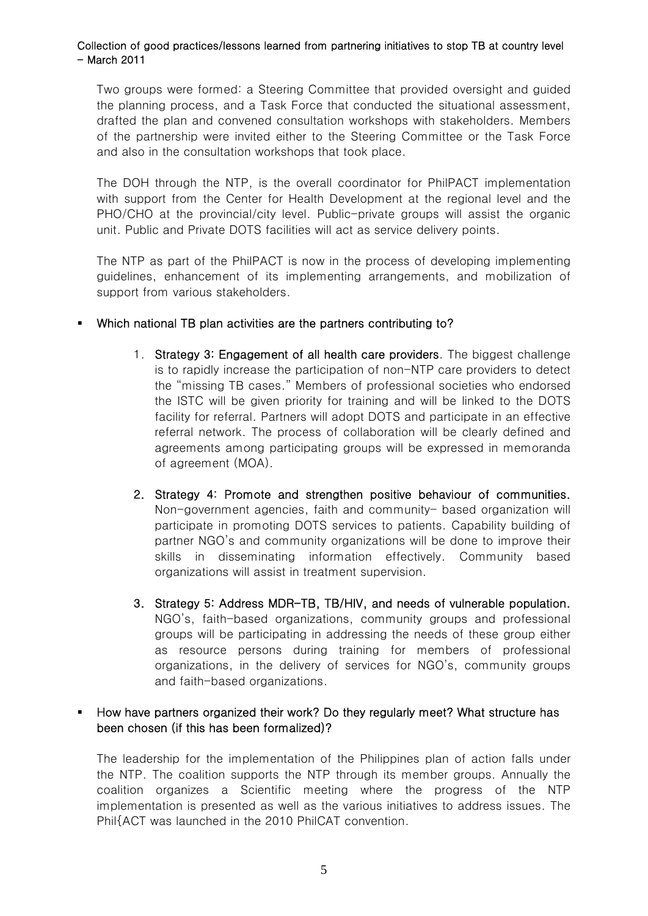Two groups were formed: a Steering Committee that provided oversight and guided the planning process, and a Task Force that conducted the situational assessment, drafted the plan and convened consultation workshops with stakeholders. Members of the partnership were invited either to the Steering Committee or the Task Force and also in the consultation workshops that took place.

The DOH through the NTP, is the overall coordinator for PhilPACT implementation with support from the Center for Health Development at the regional level and the PHO/CHO at the provincial/city level. Public-private groups will assist the organic unit. Public and Private DOTS facilities will act as service delivery points.

The NTP as part of the PhilPACT is now in the process of developing implementing guidelines, enhancement of its implementing arrangements, and mobilization of support from various stakeholders.

- **Which national TB plan activities are the partners contributing to?**

  1. **Strategy 3: Engagement of all health care providers**. The biggest challenge is to rapidly increase the participation of non-NTP care providers to detect the "missing TB cases." Members of professional societies who endorsed the ISTC will be given priority for training and will be linked to the DOTS facility for referral. Partners will adopt DOTS and participate in an effective referral network. The process of collaboration will be clearly defined and agreements among participating groups will be expressed in memoranda of agreement (MOA).

  2. **Strategy 4: Promote and strengthen positive behaviour of communities.** Non-government agencies, faith and community- based organization will participate in promoting DOTS services to patients. Capability building of partner NGO's and community organizations will be done to improve their skills in disseminating information effectively. Community based organizations will assist in treatment supervision.

  3. **Strategy 5: Address MDR-TB, TB/HIV, and needs of vulnerable population.** NGO's, faith-based organizations, community groups and professional groups will be participating in addressing the needs of these group either as resource persons during training for members of professional organizations, in the delivery of services for NGO's, community groups and faith-based organizations.

- **How have partners organized their work? Do they regularly meet? What structure has been chosen (if this has been formalized)?**

The leadership for the implementation of the Philippines plan of action falls under the NTP. The coalition supports the NTP through its member groups. Annually the coalition organizes a Scientific meeting where the progress of the NTP implementation is presented as well as the various initiatives to address issues. The Phil{ACT was launched in the 2010 PhilCAT convention.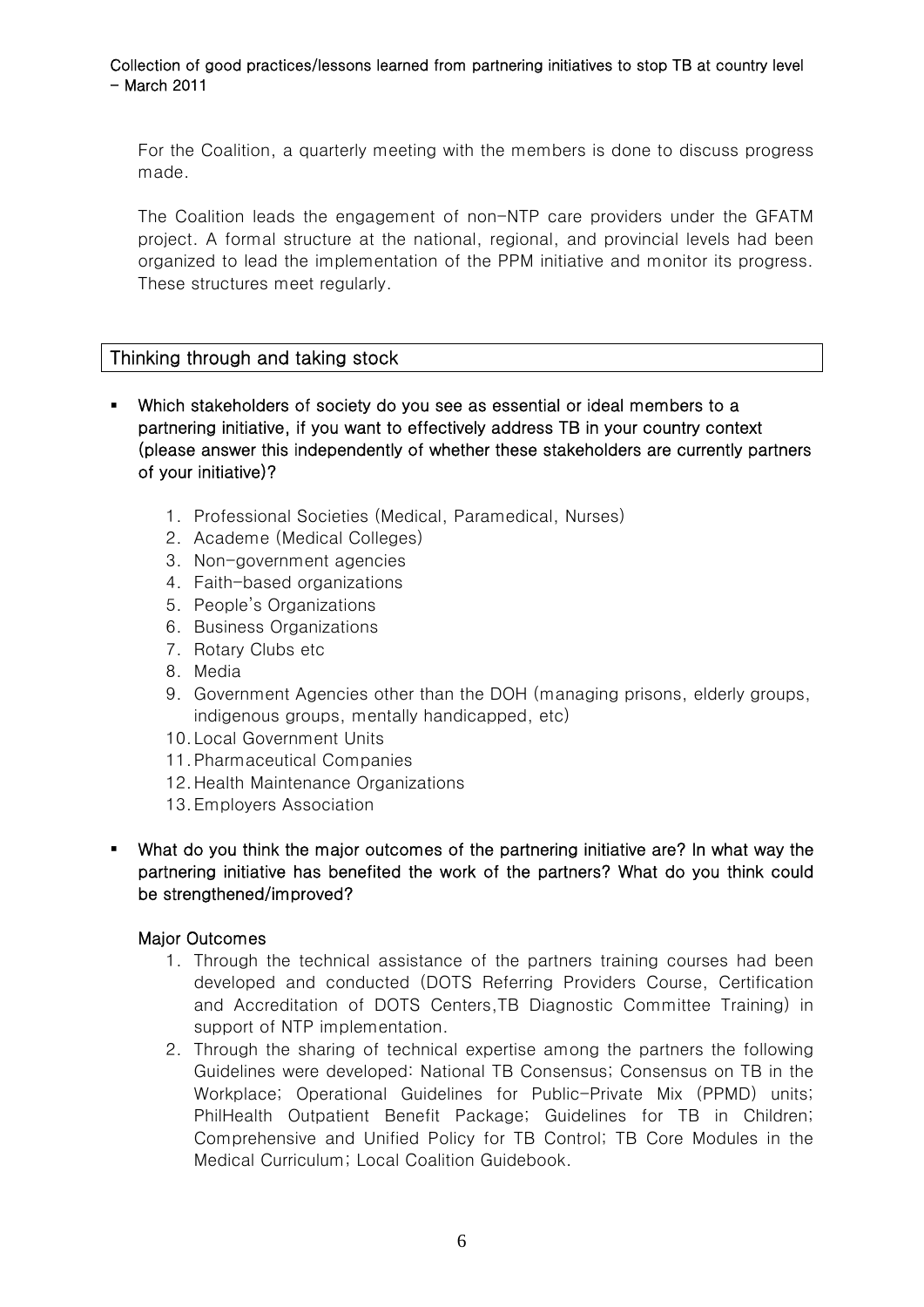For the Coalition, a quarterly meeting with the members is done to discuss progress made.

The Coalition leads the engagement of non-NTP care providers under the GFATM project. A formal structure at the national, regional, and provincial levels had been organized to lead the implementation of the PPM initiative and monitor its progress. These structures meet regularly.

## Thinking through and taking stock

- **Which stakeholders of society do you see as essential or ideal members to a partnering initiative, if you want to effectively address TB in your country context (please answer this independently of whether these stakeholders are currently partners of your initiative)?**

  1. Professional Societies (Medical, Paramedical, Nurses)
  2. Academe (Medical Colleges)
  3. Non-government agencies
  4. Faith-based organizations
  5. People's Organizations
  6. Business Organizations
  7. Rotary Clubs etc
  8. Media
  9. Government Agencies other than the DOH (managing prisons, elderly groups, indigenous groups, mentally handicapped, etc)
  10. Local Government Units
  11. Pharmaceutical Companies
  12. Health Maintenance Organizations
  13. Employers Association

- **What do you think the major outcomes of the partnering initiative are? In what way the partnering initiative has benefited the work of the partners? What do you think could be strengthened/improved?**

  **Major Outcomes**

  1. Through the technical assistance of the partners training courses had been developed and conducted (DOTS Referring Providers Course, Certification and Accreditation of DOTS Centers,TB Diagnostic Committee Training) in support of NTP implementation.
  2. Through the sharing of technical expertise among the partners the following Guidelines were developed: National TB Consensus; Consensus on TB in the Workplace; Operational Guidelines for Public-Private Mix (PPMD) units; PhilHealth Outpatient Benefit Package; Guidelines for TB in Children; Comprehensive and Unified Policy for TB Control; TB Core Modules in the Medical Curriculum; Local Coalition Guidebook.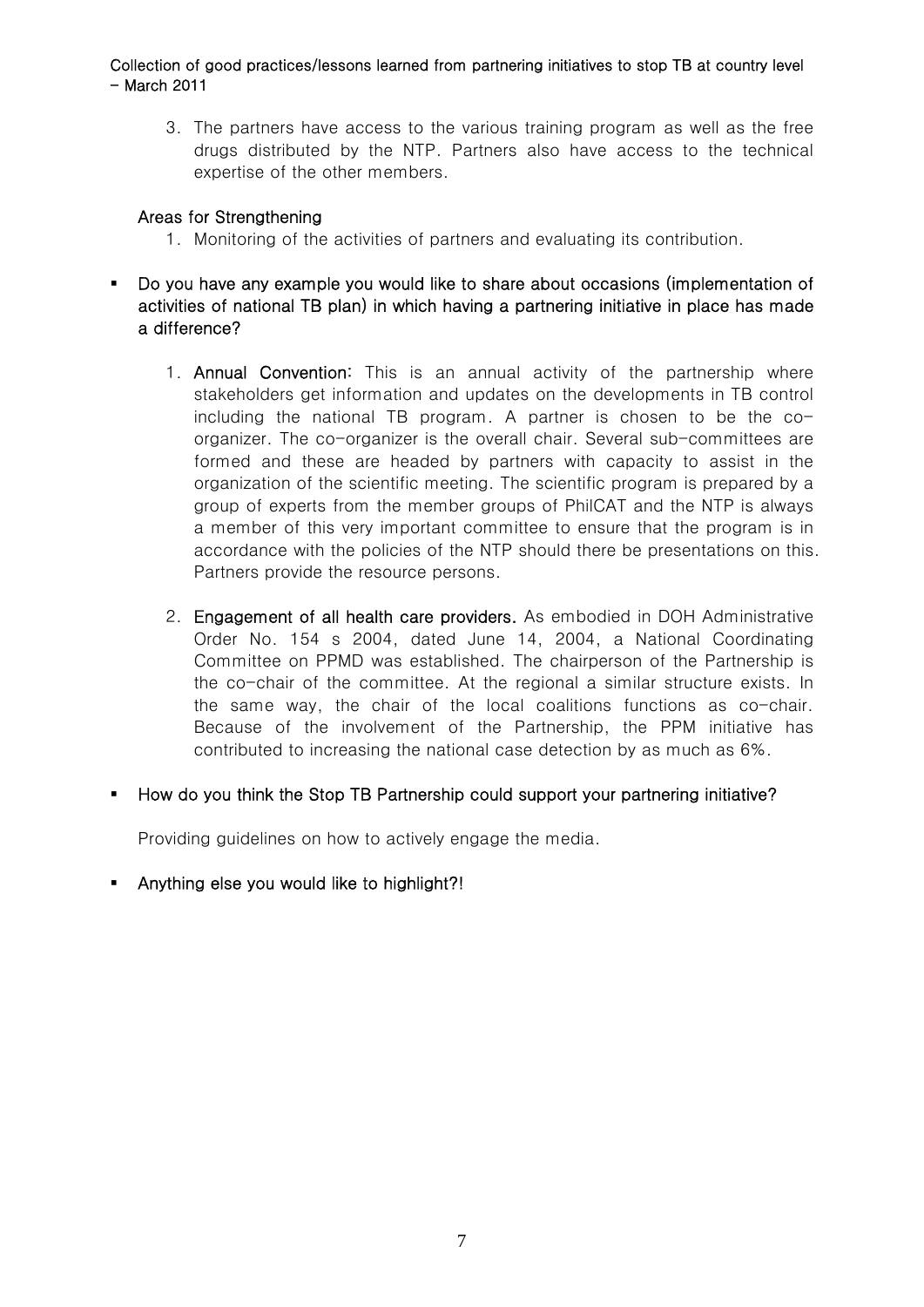3. The partners have access to the various training program as well as the free drugs distributed by the NTP. Partners also have access to the technical expertise of the other members.

**Areas for Strengthening**

1. Monitoring of the activities of partners and evaluating its contribution.

- **Do you have any example you would like to share about occasions (implementation of activities of national TB plan) in which having a partnering initiative in place has made a difference?**

  1. **Annual Convention:** This is an annual activity of the partnership where stakeholders get information and updates on the developments in TB control including the national TB program. A partner is chosen to be the co-organizer. The co-organizer is the overall chair. Several sub-committees are formed and these are headed by partners with capacity to assist in the organization of the scientific meeting. The scientific program is prepared by a group of experts from the member groups of PhilCAT and the NTP is always a member of this very important committee to ensure that the program is in accordance with the policies of the NTP should there be presentations on this. Partners provide the resource persons.

  2. **Engagement of all health care providers.** As embodied in DOH Administrative Order No. 154 s 2004, dated June 14, 2004, a National Coordinating Committee on PPMD was established. The chairperson of the Partnership is the co-chair of the committee. At the regional a similar structure exists. In the same way, the chair of the local coalitions functions as co-chair. Because of the involvement of the Partnership, the PPM initiative has contributed to increasing the national case detection by as much as 6%.

- **How do you think the Stop TB Partnership could support your partnering initiative?**

  Providing guidelines on how to actively engage the media.

- **Anything else you would like to highlight?!**